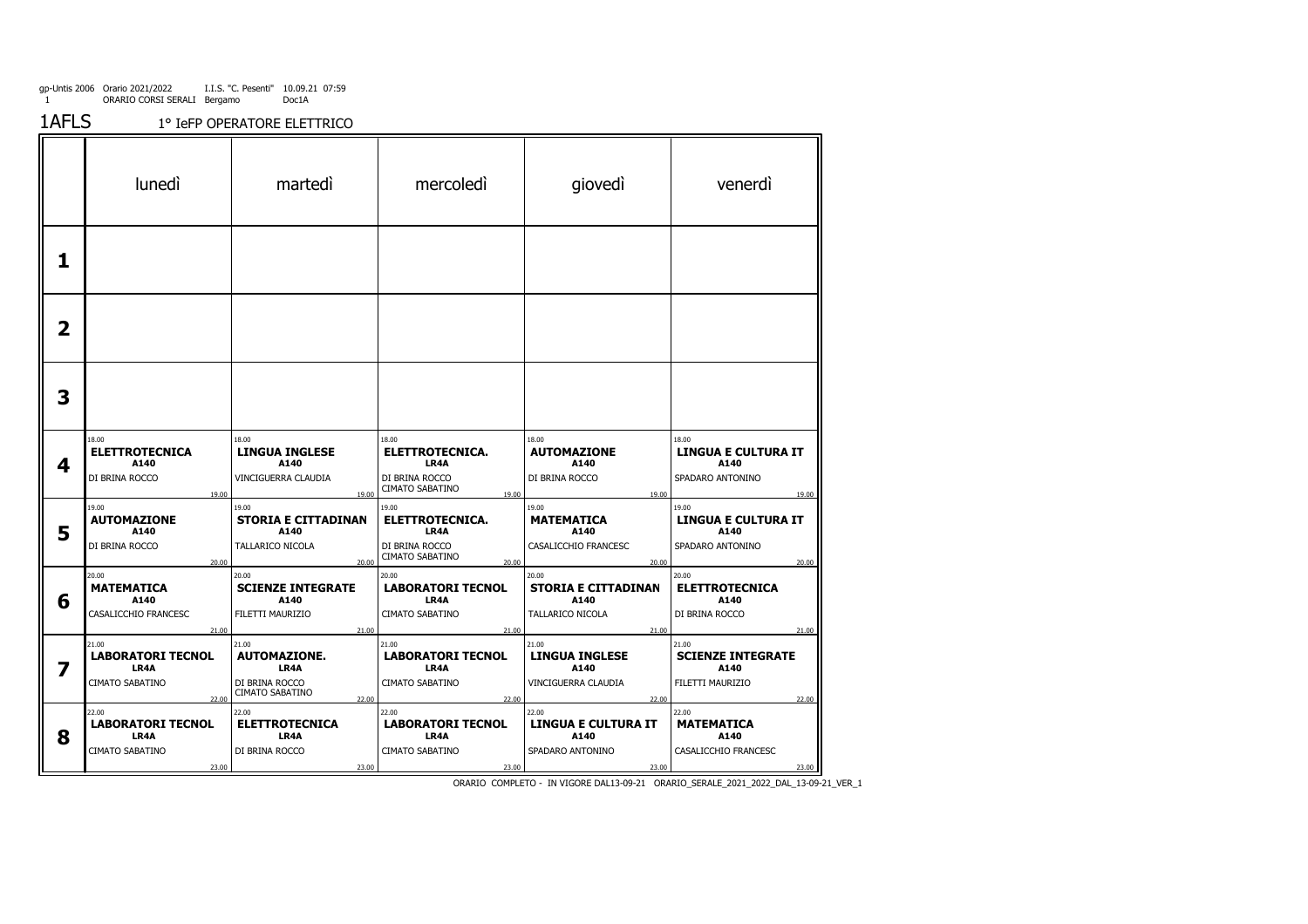gp-Untis 2006 Orario 2021/2022 I.I.S. "C. Pesenti" 10.09.21 07:59
ORARIO CORSI SERALI Bergamo Doc1A

# 1AFLS

1° IeFP OPERATORE ELETTRICO

| | lunedì | martedì | mercoledì | giovedì | venerdì |
|---|---|---|---|---|---|
| **1** | | | | | |
| **2** | | | | | |
| **3** | | | | | |
| **4** | 18.00 **ELETTROTECNICA** **A140** DI BRINA ROCCO 19.00 | 18.00 **LINGUA INGLESE** **A140** VINCIGUERRA CLAUDIA 19.00 | 18.00 **ELETTROTECNICA.** **LR4A** DI BRINA ROCCO CIMATO SABATINO 19.00 | 18.00 **AUTOMAZIONE** **A140** DI BRINA ROCCO 19.00 | 18.00 **LINGUA E CULTURA IT** **A140** SPADARO ANTONINO 19.00 |
| **5** | 19.00 **AUTOMAZIONE** **A140** DI BRINA ROCCO 20.00 | 19.00 **STORIA E CITTADINAN** **A140** TALLARICO NICOLA 20.00 | 19.00 **ELETTROTECNICA.** **LR4A** DI BRINA ROCCO CIMATO SABATINO 20.00 | 19.00 **MATEMATICA** **A140** CASALICCHIO FRANCESC 20.00 | 19.00 **LINGUA E CULTURA IT** **A140** SPADARO ANTONINO 20.00 |
| **6** | 20.00 **MATEMATICA** **A140** CASALICCHIO FRANCESC 21.00 | 20.00 **SCIENZE INTEGRATE** **A140** FILETTI MAURIZIO 21.00 | 20.00 **LABORATORI TECNOL** **LR4A** CIMATO SABATINO 21.00 | 20.00 **STORIA E CITTADINAN** **A140** TALLARICO NICOLA 21.00 | 20.00 **ELETTROTECNICA** **A140** DI BRINA ROCCO 21.00 |
| **7** | 21.00 **LABORATORI TECNOL** **LR4A** CIMATO SABATINO 22.00 | 21.00 **AUTOMAZIONE.** **LR4A** DI BRINA ROCCO CIMATO SABATINO 22.00 | 21.00 **LABORATORI TECNOL** **LR4A** CIMATO SABATINO 22.00 | 21.00 **LINGUA INGLESE** **A140** VINCIGUERRA CLAUDIA 22.00 | 21.00 **SCIENZE INTEGRATE** **A140** FILETTI MAURIZIO 22.00 |
| **8** | 22.00 **LABORATORI TECNOL** **LR4A** CIMATO SABATINO 23.00 | 22.00 **ELETTROTECNICA** **LR4A** DI BRINA ROCCO 23.00 | 22.00 **LABORATORI TECNOL** **LR4A** CIMATO SABATINO 23.00 | 22.00 **LINGUA E CULTURA IT** **A140** SPADARO ANTONINO 23.00 | 22.00 **MATEMATICA** **A140** CASALICCHIO FRANCESC 23.00 |

ORARIO COMPLETO - IN VIGORE DAL13-09-21 ORARIO_SERALE_2021_2022_DAL_13-09-21_VER_1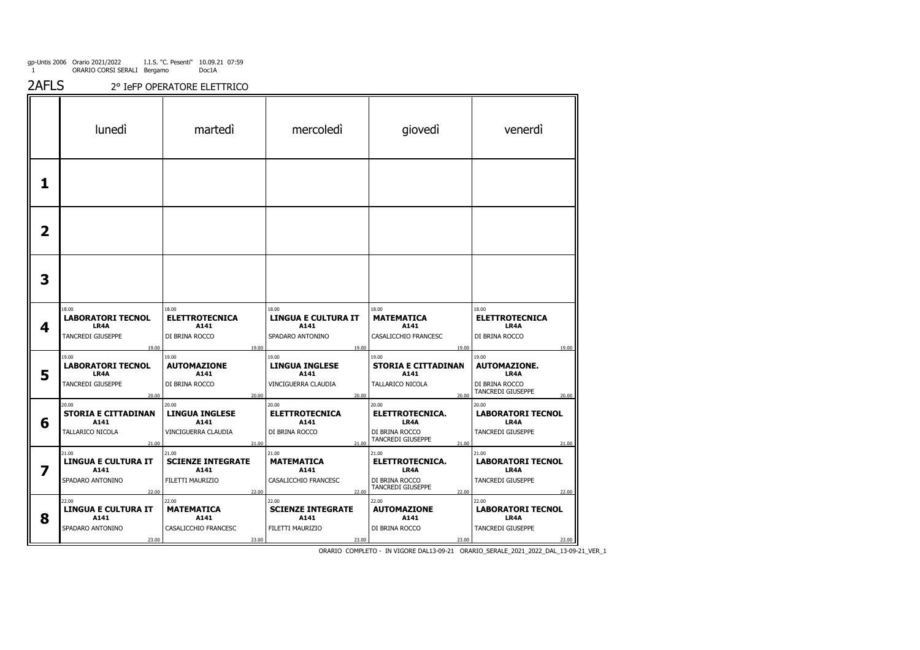gp-Untis 2006 Orario 2021/2022 I.I.S. "C. Pesenti" 10.09.21 07:59
1 ORARIO CORSI SERALI Bergamo Doc1A

# 2AFLS

## 2° IeFP OPERATORE ELETTRICO

| | lunedì | martedì | mercoledì | giovedì | venerdì |
|---|---|---|---|---|---|
| **1** | | | | | |
| **2** | | | | | |
| **3** | | | | | |
| **4** | 18.00 **LABORATORI TECNOL** **LR4A** TANCREDI GIUSEPPE 19.00 | 18.00 **ELETTROTECNICA** **A141** DI BRINA ROCCO 19.00 | 18.00 **LINGUA E CULTURA IT** **A141** SPADARO ANTONINO 19.00 | 18.00 **MATEMATICA** **A141** CASALICCHIO FRANCESC 19.00 | 18.00 **ELETTROTECNICA** **LR4A** DI BRINA ROCCO 19.00 |
| **5** | 19.00 **LABORATORI TECNOL** **LR4A** TANCREDI GIUSEPPE 20.00 | 19.00 **AUTOMAZIONE** **A141** DI BRINA ROCCO 20.00 | 19.00 **LINGUA INGLESE** **A141** VINCIGUERRA CLAUDIA 20.00 | 19.00 **STORIA E CITTADINAN** **A141** TALLARICO NICOLA 20.00 | 19.00 **AUTOMAZIONE.** **LR4A** DI BRINA ROCCO TANCREDI GIUSEPPE 20.00 |
| **6** | 20.00 **STORIA E CITTADINAN** **A141** TALLARICO NICOLA 21.00 | 20.00 **LINGUA INGLESE** **A141** VINCIGUERRA CLAUDIA 21.00 | 20.00 **ELETTROTECNICA** **A141** DI BRINA ROCCO 21.00 | 20.00 **ELETTROTECNICA.** **LR4A** DI BRINA ROCCO TANCREDI GIUSEPPE 21.00 | 20.00 **LABORATORI TECNOL** **LR4A** TANCREDI GIUSEPPE 21.00 |
| **7** | 21.00 **LINGUA E CULTURA IT** **A141** SPADARO ANTONINO 22.00 | 21.00 **SCIENZE INTEGRATE** **A141** FILETTI MAURIZIO 22.00 | 21.00 **MATEMATICA** **A141** CASALICCHIO FRANCESC 22.00 | 21.00 **ELETTROTECNICA.** **LR4A** DI BRINA ROCCO TANCREDI GIUSEPPE 22.00 | 21.00 **LABORATORI TECNOL** **LR4A** TANCREDI GIUSEPPE 22.00 |
| **8** | 22.00 **LINGUA E CULTURA IT** **A141** SPADARO ANTONINO 23.00 | 22.00 **MATEMATICA** **A141** CASALICCHIO FRANCESC 23.00 | 22.00 **SCIENZE INTEGRATE** **A141** FILETTI MAURIZIO 23.00 | 22.00 **AUTOMAZIONE** **A141** DI BRINA ROCCO 23.00 | 22.00 **LABORATORI TECNOL** **LR4A** TANCREDI GIUSEPPE 23.00 |

ORARIO COMPLETO - IN VIGORE DAL13-09-21 ORARIO_SERALE_2021_2022_DAL_13-09-21_VER_1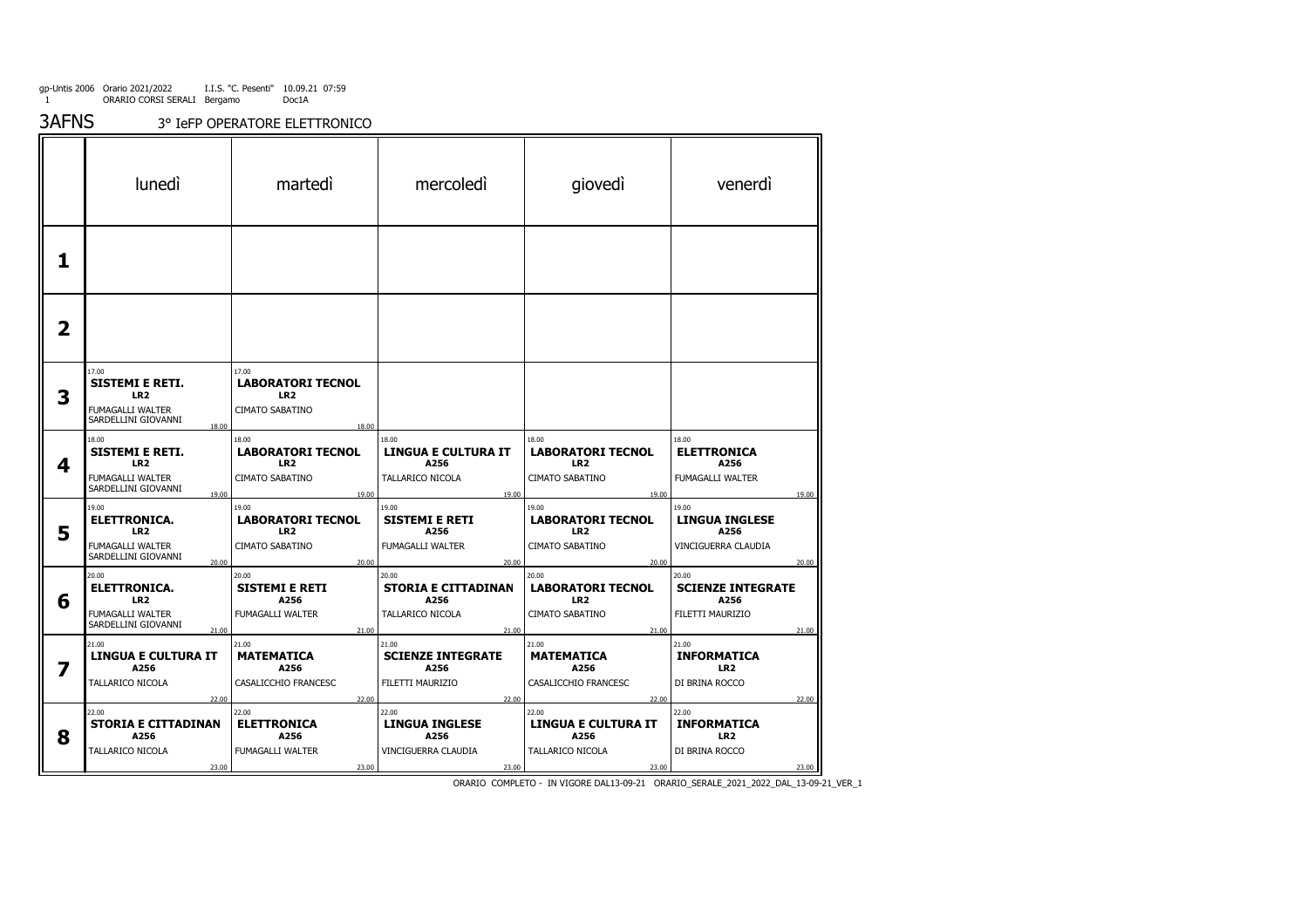gp-Untis 2006 Orario 2021/2022 I.I.S. "C. Pesenti" 10.09.21 07:59
ORARIO CORSI SERALI Bergamo Doc1A

## 3AFNS 3° IeFP OPERATORE ELETTRONICO

| | lunedì | martedì | mercoledì | giovedì | venerdì |
|---|---|---|---|---|---|
| **1** | | | | | |
| **2** | | | | | |
| **3** | 17.00 **SISTEMI E RETI.** **LR2** FUMAGALLI WALTER SARDELLINI GIOVANNI 18.00 | 17.00 **LABORATORI TECNOL** **LR2** CIMATO SABATINO 18.00 | | | |
| **4** | 18.00 **SISTEMI E RETI.** **LR2** FUMAGALLI WALTER SARDELLINI GIOVANNI 19.00 | 18.00 **LABORATORI TECNOL** **LR2** CIMATO SABATINO 19.00 | 18.00 **LINGUA E CULTURA IT** **A256** TALLARICO NICOLA 19.00 | 18.00 **LABORATORI TECNOL** **LR2** CIMATO SABATINO 19.00 | 18.00 **ELETTRONICA** **A256** FUMAGALLI WALTER 19.00 |
| **5** | 19.00 **ELETTRONICA.** **LR2** FUMAGALLI WALTER SARDELLINI GIOVANNI 20.00 | 19.00 **LABORATORI TECNOL** **LR2** CIMATO SABATINO 20.00 | 19.00 **SISTEMI E RETI** **A256** FUMAGALLI WALTER 20.00 | 19.00 **LABORATORI TECNOL** **LR2** CIMATO SABATINO 20.00 | 19.00 **LINGUA INGLESE** **A256** VINCIGUERRA CLAUDIA 20.00 |
| **6** | 20.00 **ELETTRONICA.** **LR2** FUMAGALLI WALTER SARDELLINI GIOVANNI 21.00 | 20.00 **SISTEMI E RETI** **A256** FUMAGALLI WALTER 21.00 | 20.00 **STORIA E CITTADINAN** **A256** TALLARICO NICOLA 21.00 | 20.00 **LABORATORI TECNOL** **LR2** CIMATO SABATINO 21.00 | 20.00 **SCIENZE INTEGRATE** **A256** FILETTI MAURIZIO 21.00 |
| **7** | 21.00 **LINGUA E CULTURA IT** **A256** TALLARICO NICOLA 22.00 | 21.00 **MATEMATICA** **A256** CASALICCHIO FRANCESC 22.00 | 21.00 **SCIENZE INTEGRATE** **A256** FILETTI MAURIZIO 22.00 | 21.00 **MATEMATICA** **A256** CASALICCHIO FRANCESC 22.00 | 21.00 **INFORMATICA** **LR2** DI BRINA ROCCO 22.00 |
| **8** | 22.00 **STORIA E CITTADINAN** **A256** TALLARICO NICOLA 23.00 | 22.00 **ELETTRONICA** **A256** FUMAGALLI WALTER 23.00 | 22.00 **LINGUA INGLESE** **A256** VINCIGUERRA CLAUDIA 23.00 | 22.00 **LINGUA E CULTURA IT** **A256** TALLARICO NICOLA 23.00 | 22.00 **INFORMATICA** **LR2** DI BRINA ROCCO 23.00 |

ORARIO COMPLETO - IN VIGORE DAL13-09-21 ORARIO_SERALE_2021_2022_DAL_13-09-21_VER_1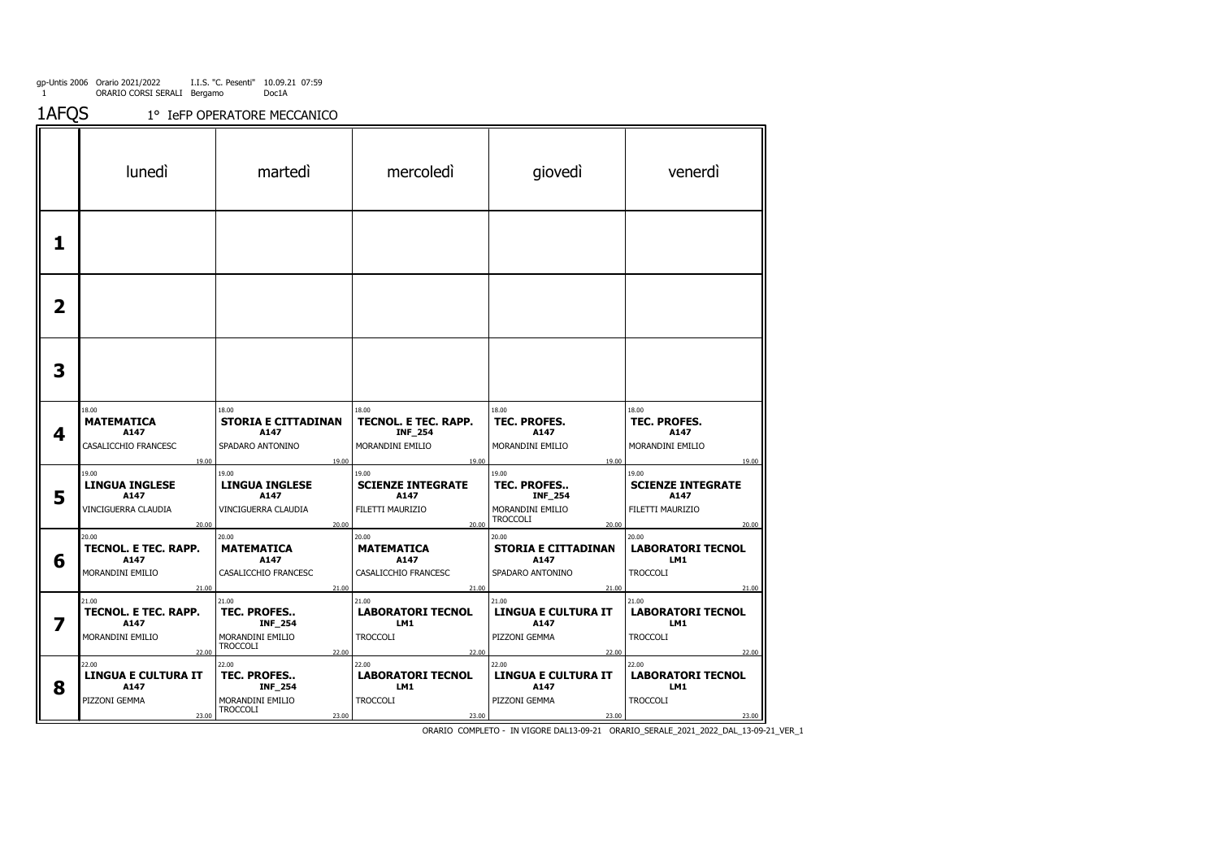gp-Untis 2006 Orario 2021/2022 I.I.S. "C. Pesenti" 10.09.21 07:59
1 ORARIO CORSI SERALI Bergamo Doc1A

# 1AFQS 1° IeFP OPERATORE MECCANICO

| | lunedì | martedì | mercoledì | giovedì | venerdì |
|---|---|---|---|---|---|
| **1** | | | | | |
| **2** | | | | | |
| **3** | | | | | |
| **4** | 18.00 **MATEMATICA** **A147** CASALICCHIO FRANCESC 19.00 | 18.00 **STORIA E CITTADINAN** **A147** SPADARO ANTONINO 19.00 | 18.00 **TECNOL. E TEC. RAPP.** **INF_254** MORANDINI EMILIO 19.00 | 18.00 **TEC. PROFES.** **A147** MORANDINI EMILIO 19.00 | 18.00 **TEC. PROFES.** **A147** MORANDINI EMILIO 19.00 |
| **5** | 19.00 **LINGUA INGLESE** **A147** VINCIGUERRA CLAUDIA 20.00 | 19.00 **LINGUA INGLESE** **A147** VINCIGUERRA CLAUDIA 20.00 | 19.00 **SCIENZE INTEGRATE** **A147** FILETTI MAURIZIO 20.00 | 19.00 **TEC. PROFES..** **INF_254** MORANDINI EMILIO TROCCOLI 20.00 | 19.00 **SCIENZE INTEGRATE** **A147** FILETTI MAURIZIO 20.00 |
| **6** | 20.00 **TECNOL. E TEC. RAPP.** **A147** MORANDINI EMILIO 21.00 | 20.00 **MATEMATICA** **A147** CASALICCHIO FRANCESC 21.00 | 20.00 **MATEMATICA** **A147** CASALICCHIO FRANCESC 21.00 | 20.00 **STORIA E CITTADINAN** **A147** SPADARO ANTONINO 21.00 | 20.00 **LABORATORI TECNOL** **LM1** TROCCOLI 21.00 |
| **7** | 21.00 **TECNOL. E TEC. RAPP.** **A147** MORANDINI EMILIO 22.00 | 21.00 **TEC. PROFES..** **INF_254** MORANDINI EMILIO TROCCOLI 22.00 | 21.00 **LABORATORI TECNOL** **LM1** TROCCOLI 22.00 | 21.00 **LINGUA E CULTURA IT** **A147** PIZZONI GEMMA 22.00 | 21.00 **LABORATORI TECNOL** **LM1** TROCCOLI 22.00 |
| **8** | 22.00 **LINGUA E CULTURA IT** **A147** PIZZONI GEMMA 23.00 | 22.00 **TEC. PROFES..** **INF_254** MORANDINI EMILIO TROCCOLI 23.00 | 22.00 **LABORATORI TECNOL** **LM1** TROCCOLI 23.00 | 22.00 **LINGUA E CULTURA IT** **A147** PIZZONI GEMMA 23.00 | 22.00 **LABORATORI TECNOL** **LM1** TROCCOLI 23.00 |

ORARIO COMPLETO - IN VIGORE DAL13-09-21 ORARIO_SERALE_2021_2022_DAL_13-09-21_VER_1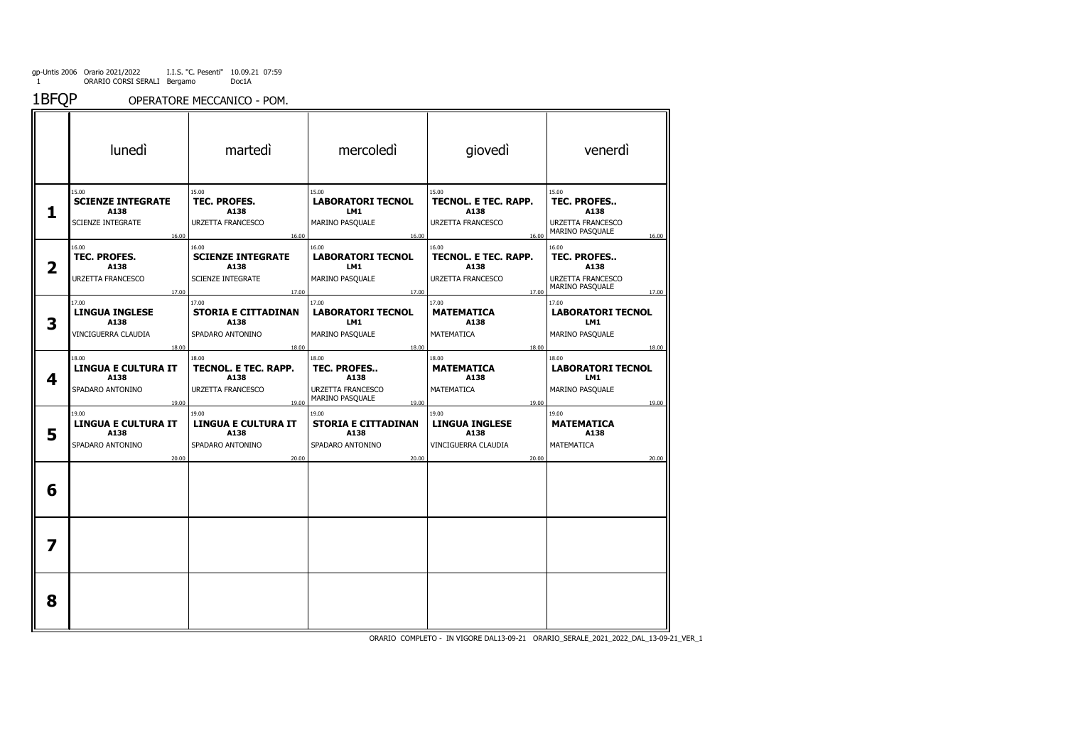gp-Untis 2006 Orario 2021/2022 I.I.S. "C. Pesenti" 10.09.21 07:59
1 ORARIO CORSI SERALI Bergamo Doc1A

# 1BFQP OPERATORE MECCANICO - POM.

| | lunedì | martedì | mercoledì | giovedì | venerdì |
|---|---|---|---|---|---|
| **1** | 15.00 **SCIENZE INTEGRATE** **A138** SCIENZE INTEGRATE 16.00 | 15.00 **TEC. PROFES.** **A138** URZETTA FRANCESCO 16.00 | 15.00 **LABORATORI TECNOL** **LM1** MARINO PASQUALE 16.00 | 15.00 **TECNOL. E TEC. RAPP.** **A138** URZETTA FRANCESCO 16.00 | 15.00 **TEC. PROFES..** **A138** URZETTA FRANCESCO MARINO PASQUALE 16.00 |
| **2** | 16.00 **TEC. PROFES.** **A138** URZETTA FRANCESCO 17.00 | 16.00 **SCIENZE INTEGRATE** **A138** SCIENZE INTEGRATE 17.00 | 16.00 **LABORATORI TECNOL** **LM1** MARINO PASQUALE 17.00 | 16.00 **TECNOL. E TEC. RAPP.** **A138** URZETTA FRANCESCO 17.00 | 16.00 **TEC. PROFES..** **A138** URZETTA FRANCESCO MARINO PASQUALE 17.00 |
| **3** | 17.00 **LINGUA INGLESE** **A138** VINCIGUERRA CLAUDIA 18.00 | 17.00 **STORIA E CITTADINAN** **A138** SPADARO ANTONINO 18.00 | 17.00 **LABORATORI TECNOL** **LM1** MARINO PASQUALE 18.00 | 17.00 **MATEMATICA** **A138** MATEMATICA 18.00 | 17.00 **LABORATORI TECNOL** **LM1** MARINO PASQUALE 18.00 |
| **4** | 18.00 **LINGUA E CULTURA IT** **A138** SPADARO ANTONINO 19.00 | 18.00 **TECNOL. E TEC. RAPP.** **A138** URZETTA FRANCESCO 19.00 | 18.00 **TEC. PROFES..** **A138** URZETTA FRANCESCO MARINO PASQUALE 19.00 | 18.00 **MATEMATICA** **A138** MATEMATICA 19.00 | 18.00 **LABORATORI TECNOL** **LM1** MARINO PASQUALE 19.00 |
| **5** | 19.00 **LINGUA E CULTURA IT** **A138** SPADARO ANTONINO 20.00 | 19.00 **LINGUA E CULTURA IT** **A138** SPADARO ANTONINO 20.00 | 19.00 **STORIA E CITTADINAN** **A138** SPADARO ANTONINO 20.00 | 19.00 **LINGUA INGLESE** **A138** VINCIGUERRA CLAUDIA 20.00 | 19.00 **MATEMATICA** **A138** MATEMATICA 20.00 |
| **6** | | | | | |
| **7** | | | | | |
| **8** | | | | | |

ORARIO COMPLETO - IN VIGORE DAL13-09-21 ORARIO_SERALE_2021_2022_DAL_13-09-21_VER_1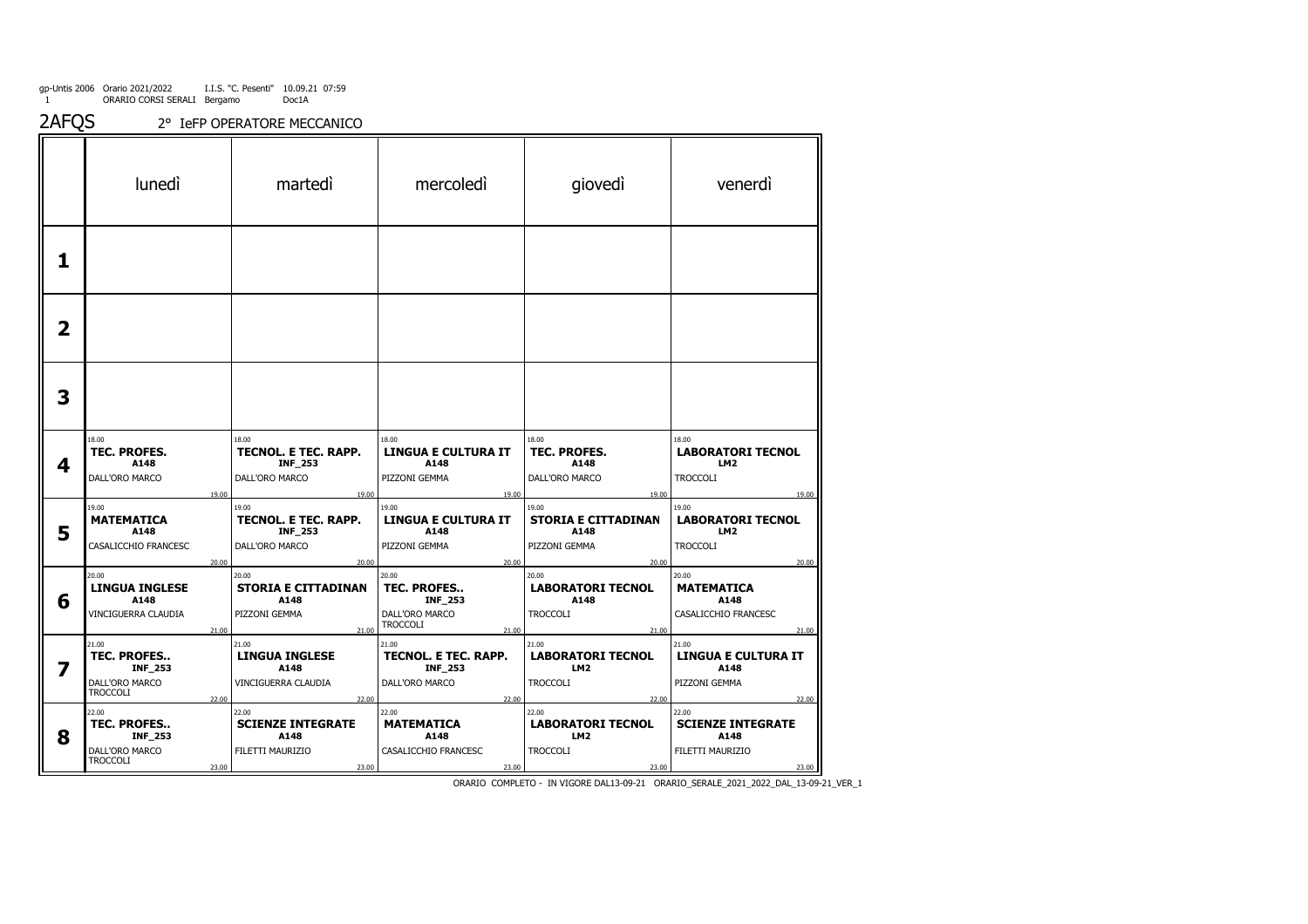gp-Untis 2006 Orario 2021/2022 I.I.S. "C. Pesenti" 10.09.21 07:59
ORARIO CORSI SERALI Bergamo Doc1A

# 2AFQS

## 2° IeFP OPERATORE MECCANICO

| | lunedì | martedì | mercoledì | giovedì | venerdì |
|---|---|---|---|---|---|
| **1** | | | | | |
| **2** | | | | | |
| **3** | | | | | |
| **4** | 18.00 **TEC. PROFES.** **A148** DALL'ORO MARCO 19.00 | 18.00 **TECNOL. E TEC. RAPP.** **INF_253** DALL'ORO MARCO 19.00 | 18.00 **LINGUA E CULTURA IT** **A148** PIZZONI GEMMA 19.00 | 18.00 **TEC. PROFES.** **A148** DALL'ORO MARCO 19.00 | 18.00 **LABORATORI TECNOL** **LM2** TROCCOLI 19.00 |
| **5** | 19.00 **MATEMATICA** **A148** CASALICCHIO FRANCESC 20.00 | 19.00 **TECNOL. E TEC. RAPP.** **INF_253** DALL'ORO MARCO 20.00 | 19.00 **LINGUA E CULTURA IT** **A148** PIZZONI GEMMA 20.00 | 19.00 **STORIA E CITTADINAN** **A148** PIZZONI GEMMA 20.00 | 19.00 **LABORATORI TECNOL** **LM2** TROCCOLI 20.00 |
| **6** | 20.00 **LINGUA INGLESE** **A148** VINCIGUERRA CLAUDIA 21.00 | 20.00 **STORIA E CITTADINAN** **A148** PIZZONI GEMMA 21.00 | 20.00 **TEC. PROFES..** **INF_253** DALL'ORO MARCO TROCCOLI 21.00 | 20.00 **LABORATORI TECNOL** **A148** TROCCOLI 21.00 | 20.00 **MATEMATICA** **A148** CASALICCHIO FRANCESC 21.00 |
| **7** | 21.00 **TEC. PROFES..** **INF_253** DALL'ORO MARCO TROCCOLI 22.00 | 21.00 **LINGUA INGLESE** **A148** VINCIGUERRA CLAUDIA 22.00 | 21.00 **TECNOL. E TEC. RAPP.** **INF_253** DALL'ORO MARCO 22.00 | 21.00 **LABORATORI TECNOL** **LM2** TROCCOLI 22.00 | 21.00 **LINGUA E CULTURA IT** **A148** PIZZONI GEMMA 22.00 |
| **8** | 22.00 **TEC. PROFES..** **INF_253** DALL'ORO MARCO TROCCOLI 23.00 | 22.00 **SCIENZE INTEGRATE** **A148** FILETTI MAURIZIO 23.00 | 22.00 **MATEMATICA** **A148** CASALICCHIO FRANCESC 23.00 | 22.00 **LABORATORI TECNOL** **LM2** TROCCOLI 23.00 | 22.00 **SCIENZE INTEGRATE** **A148** FILETTI MAURIZIO 23.00 |

ORARIO COMPLETO - IN VIGORE DAL13-09-21 ORARIO_SERALE_2021_2022_DAL_13-09-21_VER_1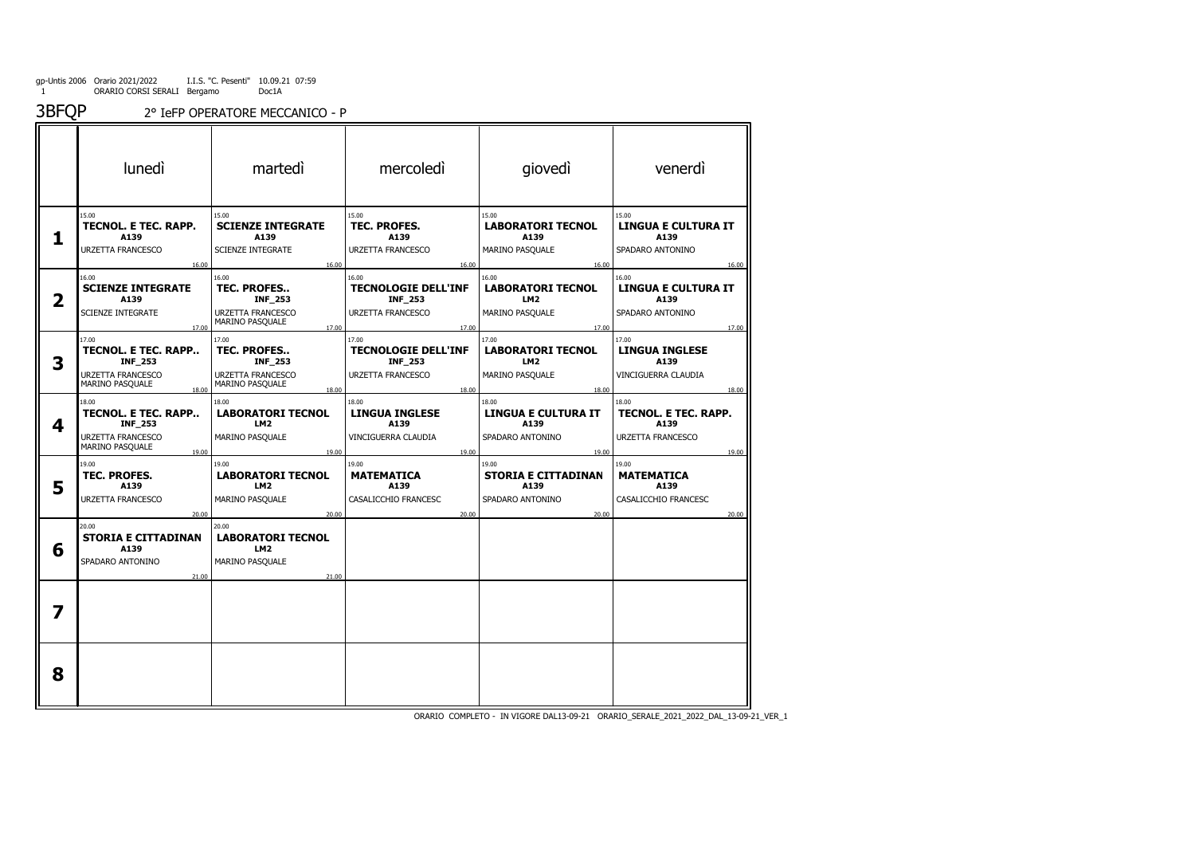gp-Untis 2006 Orario 2021/2022 I.I.S. "C. Pesenti" 10.09.21 07:59
1 ORARIO CORSI SERALI Bergamo Doc1A

# 3BFQP

2° IeFP OPERATORE MECCANICO - P

| | lunedì | martedì | mercoledì | giovedì | venerdì |
|---|---|---|---|---|---|
| **1** | 15.00 **TECNOL. E TEC. RAPP.** **A139** URZETTA FRANCESCO 16.00 | 15.00 **SCIENZE INTEGRATE** **A139** SCIENZE INTEGRATE 16.00 | 15.00 **TEC. PROFES.** **A139** URZETTA FRANCESCO 16.00 | 15.00 **LABORATORI TECNOL** **A139** MARINO PASQUALE 16.00 | 15.00 **LINGUA E CULTURA IT** **A139** SPADARO ANTONINO 16.00 |
| **2** | 16.00 **SCIENZE INTEGRATE** **A139** SCIENZE INTEGRATE 17.00 | 16.00 **TEC. PROFES..** **INF_253** URZETTA FRANCESCO MARINO PASQUALE 17.00 | 16.00 **TECNOLOGIE DELL'INF** **INF_253** URZETTA FRANCESCO 17.00 | 16.00 **LABORATORI TECNOL** **LM2** MARINO PASQUALE 17.00 | 16.00 **LINGUA E CULTURA IT** **A139** SPADARO ANTONINO 17.00 |
| **3** | 17.00 **TECNOL. E TEC. RAPP..** **INF_253** URZETTA FRANCESCO MARINO PASQUALE 18.00 | 17.00 **TEC. PROFES..** **INF_253** URZETTA FRANCESCO MARINO PASQUALE 18.00 | 17.00 **TECNOLOGIE DELL'INF** **INF_253** URZETTA FRANCESCO 18.00 | 17.00 **LABORATORI TECNOL** **LM2** MARINO PASQUALE 18.00 | 17.00 **LINGUA INGLESE** **A139** VINCIGUERRA CLAUDIA 18.00 |
| **4** | 18.00 **TECNOL. E TEC. RAPP..** **INF_253** URZETTA FRANCESCO MARINO PASQUALE 19.00 | 18.00 **LABORATORI TECNOL** **LM2** MARINO PASQUALE 19.00 | 18.00 **LINGUA INGLESE** **A139** VINCIGUERRA CLAUDIA 19.00 | 18.00 **LINGUA E CULTURA IT** **A139** SPADARO ANTONINO 19.00 | 18.00 **TECNOL. E TEC. RAPP.** **A139** URZETTA FRANCESCO 19.00 |
| **5** | 19.00 **TEC. PROFES.** **A139** URZETTA FRANCESCO 20.00 | 19.00 **LABORATORI TECNOL** **LM2** MARINO PASQUALE 20.00 | 19.00 **MATEMATICA** **A139** CASALICCHIO FRANCESC 20.00 | 19.00 **STORIA E CITTADINAN** **A139** SPADARO ANTONINO 20.00 | 19.00 **MATEMATICA** **A139** CASALICCHIO FRANCESC 20.00 |
| **6** | 20.00 **STORIA E CITTADINAN** **A139** SPADARO ANTONINO 21.00 | 20.00 **LABORATORI TECNOL** **LM2** MARINO PASQUALE 21.00 | | | |
| **7** | | | | | |
| **8** | | | | | |

ORARIO COMPLETO - IN VIGORE DAL13-09-21 ORARIO_SERALE_2021_2022_DAL_13-09-21_VER_1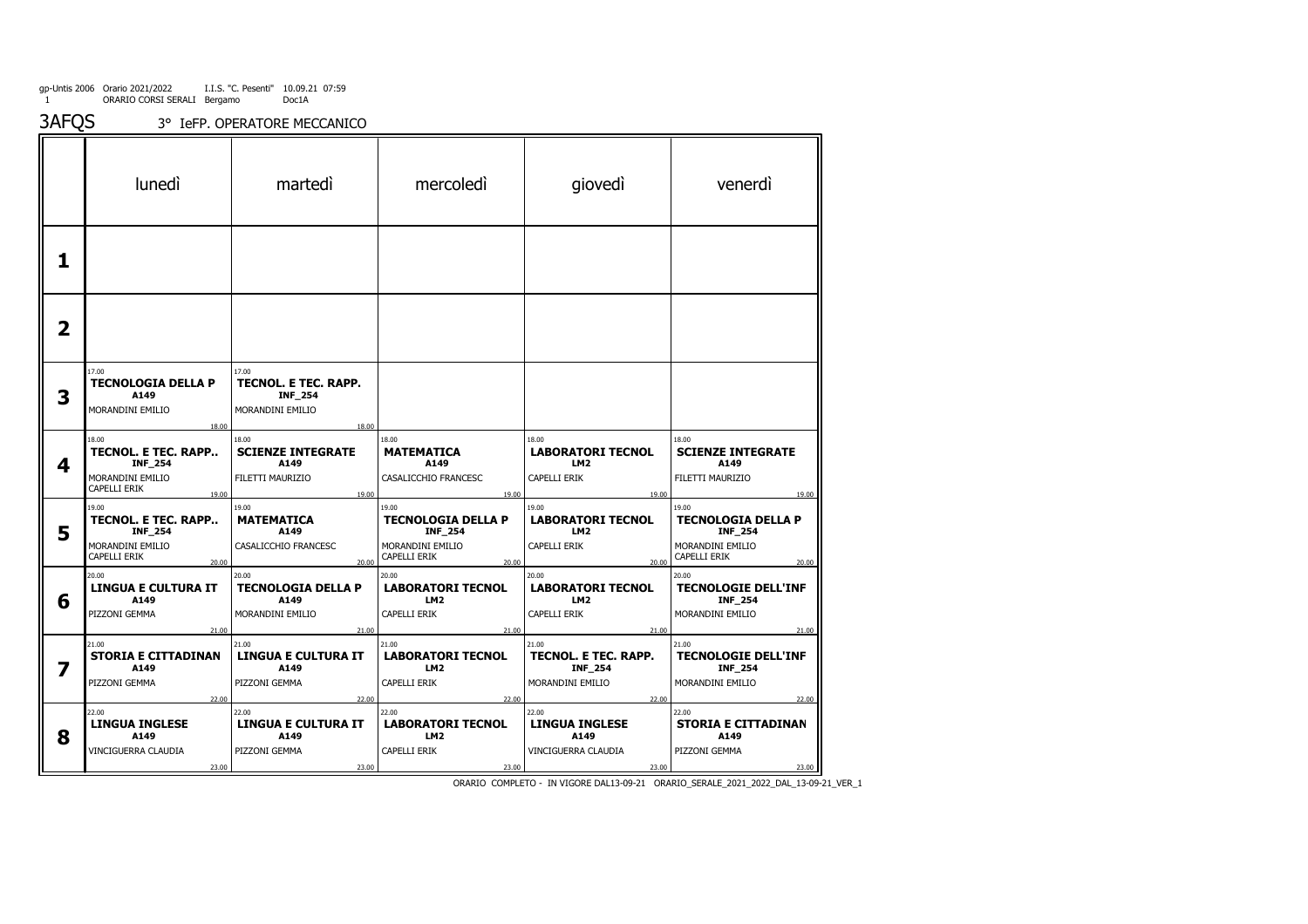gp-Untis 2006 Orario 2021/2022 I.I.S. "C. Pesenti" 10.09.21 07:59
ORARIO CORSI SERALI Bergamo Doc1A

# 3AFQS 3° IeFP. OPERATORE MECCANICO

| | lunedì | martedì | mercoledì | giovedì | venerdì |
|---|---|---|---|---|---|
| **1** | | | | | |
| **2** | | | | | |
| **3** | 17.00 **TECNOLOGIA DELLA P** **A149** MORANDINI EMILIO 18.00 | 17.00 **TECNOL. E TEC. RAPP.** **INF_254** MORANDINI EMILIO 18.00 | | | |
| **4** | 18.00 **TECNOL. E TEC. RAPP..** **INF_254** MORANDINI EMILIO CAPELLI ERIK 19.00 | 18.00 **SCIENZE INTEGRATE** **A149** FILETTI MAURIZIO 19.00 | 18.00 **MATEMATICA** **A149** CASALICCHIO FRANCESC 19.00 | 18.00 **LABORATORI TECNOL** **LM2** CAPELLI ERIK 19.00 | 18.00 **SCIENZE INTEGRATE** **A149** FILETTI MAURIZIO 19.00 |
| **5** | 19.00 **TECNOL. E TEC. RAPP..** **INF_254** MORANDINI EMILIO CAPELLI ERIK 20.00 | 19.00 **MATEMATICA** **A149** CASALICCHIO FRANCESC 20.00 | 19.00 **TECNOLOGIA DELLA P** **INF_254** MORANDINI EMILIO CAPELLI ERIK 20.00 | 19.00 **LABORATORI TECNOL** **LM2** CAPELLI ERIK 20.00 | 19.00 **TECNOLOGIA DELLA P** **INF_254** MORANDINI EMILIO CAPELLI ERIK 20.00 |
| **6** | 20.00 **LINGUA E CULTURA IT** **A149** PIZZONI GEMMA 21.00 | 20.00 **TECNOLOGIA DELLA P** **A149** MORANDINI EMILIO 21.00 | 20.00 **LABORATORI TECNOL** **LM2** CAPELLI ERIK 21.00 | 20.00 **LABORATORI TECNOL** **LM2** CAPELLI ERIK 21.00 | 20.00 **TECNOLOGIE DELL'INF** **INF_254** MORANDINI EMILIO 21.00 |
| **7** | 21.00 **STORIA E CITTADINAN** **A149** PIZZONI GEMMA 22.00 | 21.00 **LINGUA E CULTURA IT** **A149** PIZZONI GEMMA 22.00 | 21.00 **LABORATORI TECNOL** **LM2** CAPELLI ERIK 22.00 | 21.00 **TECNOL. E TEC. RAPP.** **INF_254** MORANDINI EMILIO 22.00 | 21.00 **TECNOLOGIE DELL'INF** **INF_254** MORANDINI EMILIO 22.00 |
| **8** | 22.00 **LINGUA INGLESE** **A149** VINCIGUERRA CLAUDIA 23.00 | 22.00 **LINGUA E CULTURA IT** **A149** PIZZONI GEMMA 23.00 | 22.00 **LABORATORI TECNOL** **LM2** CAPELLI ERIK 23.00 | 22.00 **LINGUA INGLESE** **A149** VINCIGUERRA CLAUDIA 23.00 | 22.00 **STORIA E CITTADINAN** **A149** PIZZONI GEMMA 23.00 |

ORARIO COMPLETO - IN VIGORE DAL13-09-21 ORARIO_SERALE_2021_2022_DAL_13-09-21_VER_1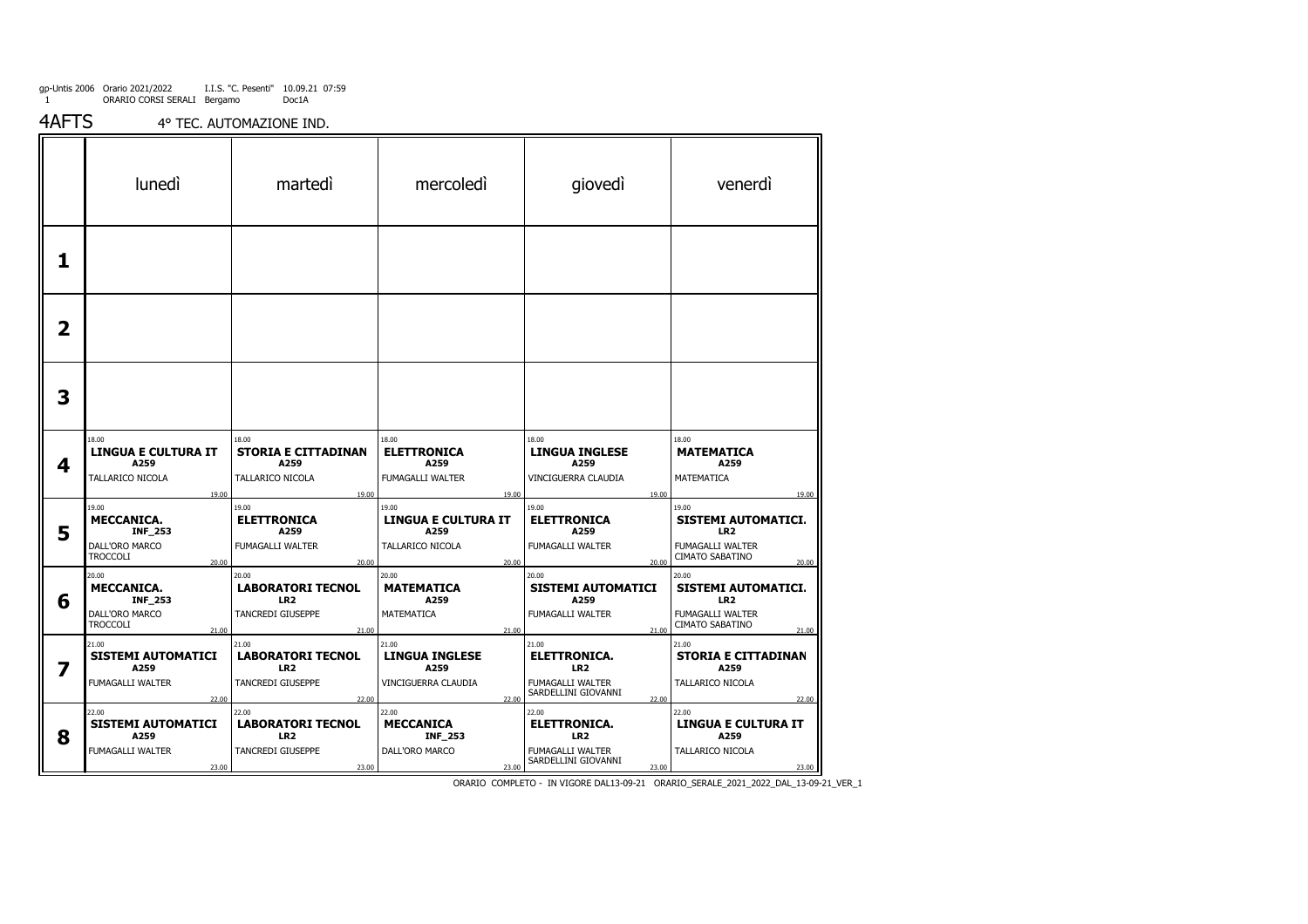gp-Untis 2006 Orario 2021/2022 I.I.S. "C. Pesenti" 10.09.21 07:59
ORARIO CORSI SERALI Bergamo Doc1A

# 4AFTS

4° TEC. AUTOMAZIONE IND.

| | lunedì | martedì | mercoledì | giovedì | venerdì |
|---|---|---|---|---|---|
| **1** | | | | | |
| **2** | | | | | |
| **3** | | | | | |
| **4** | 18.00 **LINGUA E CULTURA IT** A259 TALLARICO NICOLA 19.00 | 18.00 **STORIA E CITTADINAN** A259 TALLARICO NICOLA 19.00 | 18.00 **ELETTRONICA** A259 FUMAGALLI WALTER 19.00 | 18.00 **LINGUA INGLESE** A259 VINCIGUERRA CLAUDIA 19.00 | 18.00 **MATEMATICA** A259 MATEMATICA 19.00 |
| **5** | 19.00 **MECCANICA.** INF_253 DALL'ORO MARCO TROCCOLI 20.00 | 19.00 **ELETTRONICA** A259 FUMAGALLI WALTER 20.00 | 19.00 **LINGUA E CULTURA IT** A259 TALLARICO NICOLA 20.00 | 19.00 **ELETTRONICA** A259 FUMAGALLI WALTER 20.00 | 19.00 **SISTEMI AUTOMATICI.** LR2 FUMAGALLI WALTER CIMATO SABATINO 20.00 |
| **6** | 20.00 **MECCANICA.** INF_253 DALL'ORO MARCO TROCCOLI 21.00 | 20.00 **LABORATORI TECNOL** LR2 TANCREDI GIUSEPPE 21.00 | 20.00 **MATEMATICA** A259 MATEMATICA 21.00 | 20.00 **SISTEMI AUTOMATICI** A259 FUMAGALLI WALTER 21.00 | 20.00 **SISTEMI AUTOMATICI.** LR2 FUMAGALLI WALTER CIMATO SABATINO 21.00 |
| **7** | 21.00 **SISTEMI AUTOMATICI** A259 FUMAGALLI WALTER 22.00 | 21.00 **LABORATORI TECNOL** LR2 TANCREDI GIUSEPPE 22.00 | 21.00 **LINGUA INGLESE** A259 VINCIGUERRA CLAUDIA 22.00 | 21.00 **ELETTRONICA.** LR2 FUMAGALLI WALTER SARDELLINI GIOVANNI 22.00 | 21.00 **STORIA E CITTADINAN** A259 TALLARICO NICOLA 22.00 |
| **8** | 22.00 **SISTEMI AUTOMATICI** A259 FUMAGALLI WALTER 23.00 | 22.00 **LABORATORI TECNOL** LR2 TANCREDI GIUSEPPE 23.00 | 22.00 **MECCANICA** INF_253 DALL'ORO MARCO 23.00 | 22.00 **ELETTRONICA.** LR2 FUMAGALLI WALTER SARDELLINI GIOVANNI 23.00 | 22.00 **LINGUA E CULTURA IT** A259 TALLARICO NICOLA 23.00 |

ORARIO COMPLETO - IN VIGORE DAL13-09-21 ORARIO_SERALE_2021_2022_DAL_13-09-21_VER_1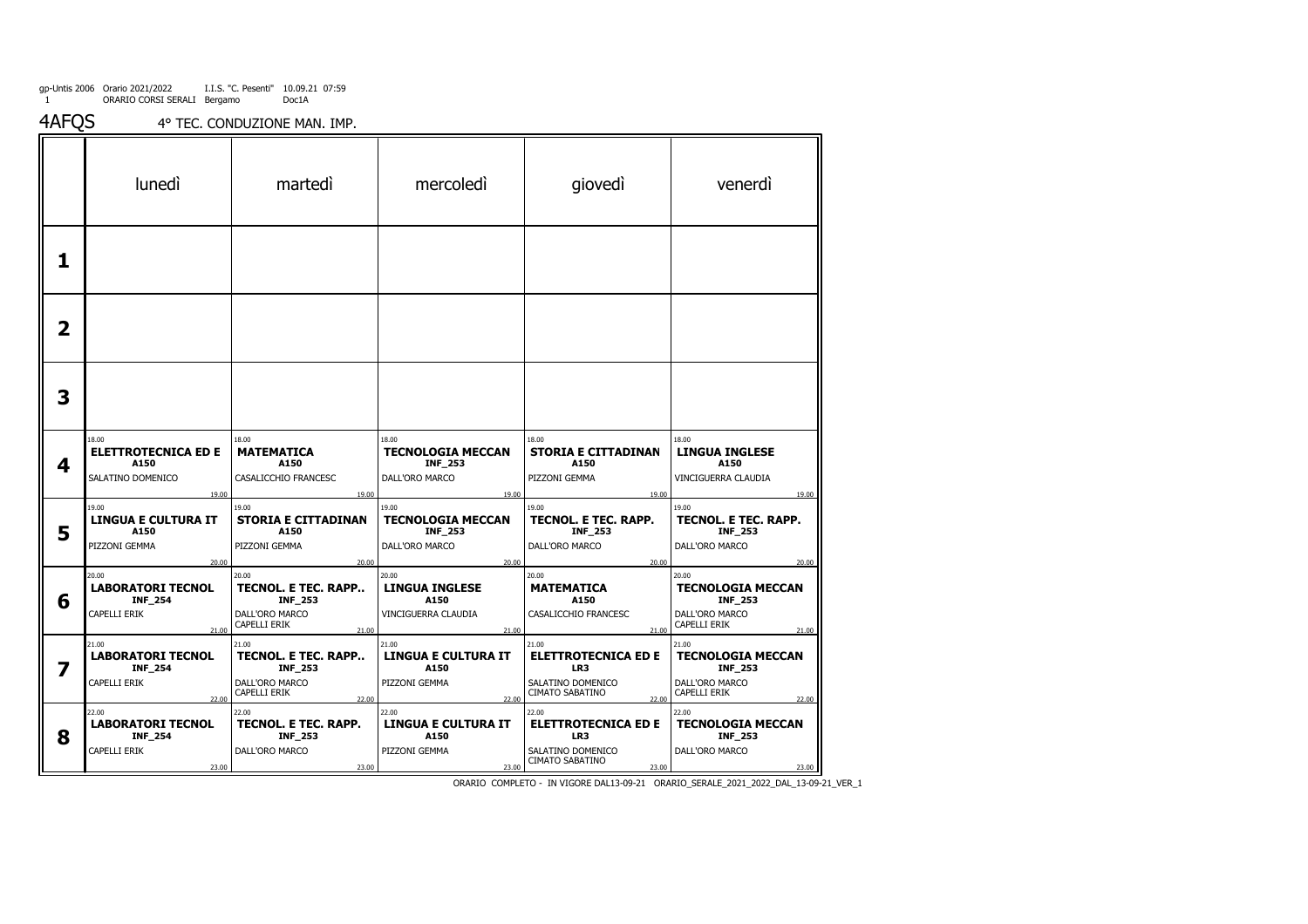gp-Untis 2006 Orario 2021/2022 I.I.S. "C. Pesenti" 10.09.21 07:59
ORARIO CORSI SERALI Bergamo Doc1A

# 4AFQS

4° TEC. CONDUZIONE MAN. IMP.

| | lunedì | martedì | mercoledì | giovedì | venerdì |
|---|---|---|---|---|---|
| **1** | | | | | |
| **2** | | | | | |
| **3** | | | | | |
| **4** | 18.00 **ELETTROTECNICA ED E** **A150** SALATINO DOMENICO 19.00 | 18.00 **MATEMATICA** **A150** CASALICCHIO FRANCESC 19.00 | 18.00 **TECNOLOGIA MECCAN** **INF_253** DALL'ORO MARCO 19.00 | 18.00 **STORIA E CITTADINAN** **A150** PIZZONI GEMMA 19.00 | 18.00 **LINGUA INGLESE** **A150** VINCIGUERRA CLAUDIA 19.00 |
| **5** | 19.00 **LINGUA E CULTURA IT** **A150** PIZZONI GEMMA 20.00 | 19.00 **STORIA E CITTADINAN** **A150** PIZZONI GEMMA 20.00 | 19.00 **TECNOLOGIA MECCAN** **INF_253** DALL'ORO MARCO 20.00 | 19.00 **TECNOL. E TEC. RAPP.** **INF_253** DALL'ORO MARCO 20.00 | 19.00 **TECNOL. E TEC. RAPP.** **INF_253** DALL'ORO MARCO 20.00 |
| **6** | 20.00 **LABORATORI TECNOL** **INF_254** CAPELLI ERIK 21.00 | 20.00 **TECNOL. E TEC. RAPP..** **INF_253** DALL'ORO MARCO CAPELLI ERIK 21.00 | 20.00 **LINGUA INGLESE** **A150** VINCIGUERRA CLAUDIA 21.00 | 20.00 **MATEMATICA** **A150** CASALICCHIO FRANCESC 21.00 | 20.00 **TECNOLOGIA MECCAN** **INF_253** DALL'ORO MARCO CAPELLI ERIK 21.00 |
| **7** | 21.00 **LABORATORI TECNOL** **INF_254** CAPELLI ERIK 22.00 | 21.00 **TECNOL. E TEC. RAPP..** **INF_253** DALL'ORO MARCO CAPELLI ERIK 22.00 | 21.00 **LINGUA E CULTURA IT** **A150** PIZZONI GEMMA 22.00 | 21.00 **ELETTROTECNICA ED E** **LR3** SALATINO DOMENICO CIMATO SABATINO 22.00 | 21.00 **TECNOLOGIA MECCAN** **INF_253** DALL'ORO MARCO CAPELLI ERIK 22.00 |
| **8** | 22.00 **LABORATORI TECNOL** **INF_254** CAPELLI ERIK 23.00 | 22.00 **TECNOL. E TEC. RAPP.** **INF_253** DALL'ORO MARCO 23.00 | 22.00 **LINGUA E CULTURA IT** **A150** PIZZONI GEMMA 23.00 | 22.00 **ELETTROTECNICA ED E** **LR3** SALATINO DOMENICO CIMATO SABATINO 23.00 | 22.00 **TECNOLOGIA MECCAN** **INF_253** DALL'ORO MARCO 23.00 |

ORARIO COMPLETO - IN VIGORE DAL13-09-21 ORARIO_SERALE_2021_2022_DAL_13-09-21_VER_1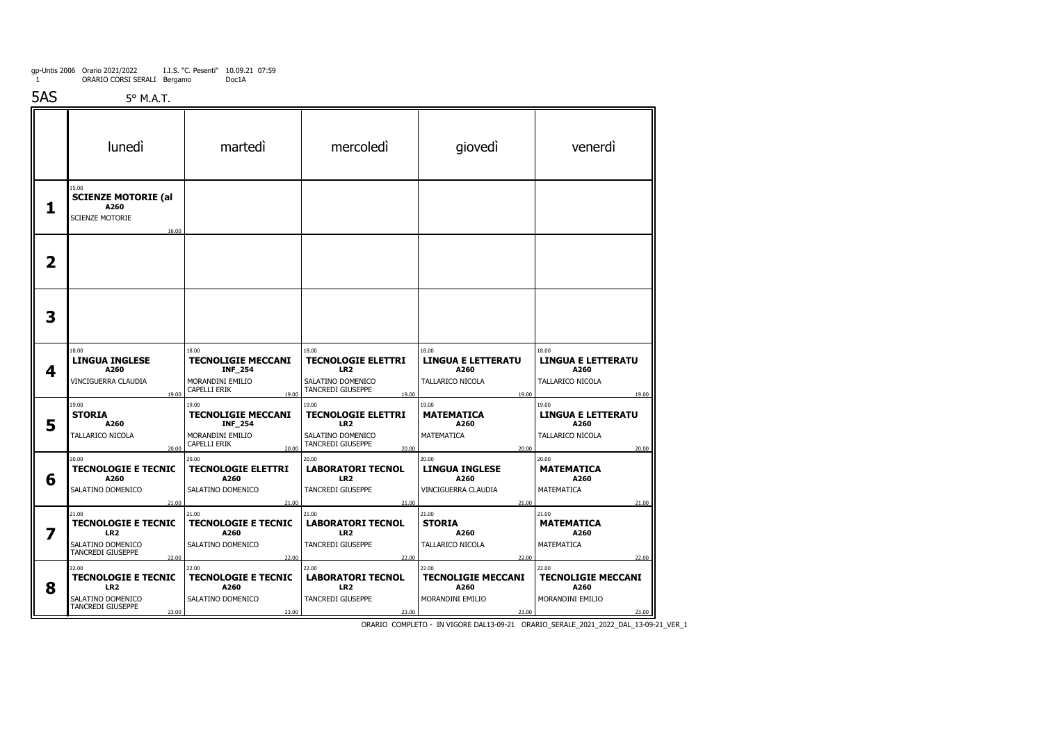gp-Untis 2006 Orario 2021/2022 I.I.S. "C. Pesenti" 10.09.21 07:59
ORARIO CORSI SERALI Bergamo Doc1A

# 5AS 5° M.A.T.

| | lunedì | martedì | mercoledì | giovedì | venerdì |
|---|---|---|---|---|---|
| **1** | 15.00 **SCIENZE MOTORIE (al** **A260** SCIENZE MOTORIE 16.00 | | | | |
| **2** | | | | | |
| **3** | | | | | |
| **4** | 18.00 **LINGUA INGLESE** **A260** VINCIGUERRA CLAUDIA 19.00 | 18.00 **TECNOLIGIE MECCANI** **INF_254** MORANDINI EMILIO CAPELLI ERIK 19.00 | 18.00 **TECNOLOGIE ELETTRI** **LR2** SALATINO DOMENICO TANCREDI GIUSEPPE 19.00 | 18.00 **LINGUA E LETTERATU** **A260** TALLARICO NICOLA 19.00 | 18.00 **LINGUA E LETTERATU** **A260** TALLARICO NICOLA 19.00 |
| **5** | 19.00 **STORIA** **A260** TALLARICO NICOLA 20.00 | 19.00 **TECNOLIGIE MECCANI** **INF_254** MORANDINI EMILIO CAPELLI ERIK 20.00 | 19.00 **TECNOLOGIE ELETTRI** **LR2** SALATINO DOMENICO TANCREDI GIUSEPPE 20.00 | 19.00 **MATEMATICA** **A260** MATEMATICA 20.00 | 19.00 **LINGUA E LETTERATU** **A260** TALLARICO NICOLA 20.00 |
| **6** | 20.00 **TECNOLOGIE E TECNIC** **A260** SALATINO DOMENICO 21.00 | 20.00 **TECNOLOGIE ELETTRI** **A260** SALATINO DOMENICO 21.00 | 20.00 **LABORATORI TECNOL** **LR2** TANCREDI GIUSEPPE 21.00 | 20.00 **LINGUA INGLESE** **A260** VINCIGUERRA CLAUDIA 21.00 | 20.00 **MATEMATICA** **A260** MATEMATICA 21.00 |
| **7** | 21.00 **TECNOLOGIE E TECNIC** **LR2** SALATINO DOMENICO TANCREDI GIUSEPPE 22.00 | 21.00 **TECNOLOGIE E TECNIC** **A260** SALATINO DOMENICO 22.00 | 21.00 **LABORATORI TECNOL** **LR2** TANCREDI GIUSEPPE 22.00 | 21.00 **STORIA** **A260** TALLARICO NICOLA 22.00 | 21.00 **MATEMATICA** **A260** MATEMATICA 22.00 |
| **8** | 22.00 **TECNOLOGIE E TECNIC** **LR2** SALATINO DOMENICO TANCREDI GIUSEPPE 23.00 | 22.00 **TECNOLOGIE E TECNIC** **A260** SALATINO DOMENICO 23.00 | 22.00 **LABORATORI TECNOL** **LR2** TANCREDI GIUSEPPE 23.00 | 22.00 **TECNOLIGIE MECCANI** **A260** MORANDINI EMILIO 23.00 | 22.00 **TECNOLIGIE MECCANI** **A260** MORANDINI EMILIO 23.00 |

ORARIO COMPLETO - IN VIGORE DAL13-09-21 ORARIO_SERALE_2021_2022_DAL_13-09-21_VER_1